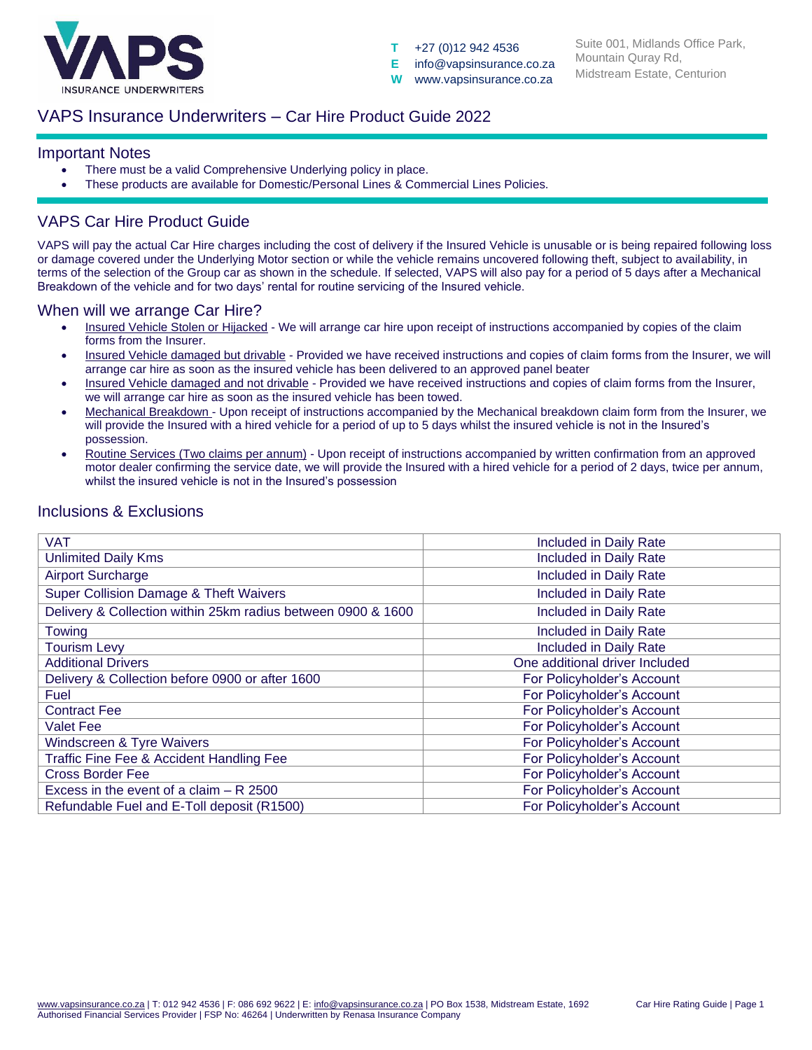VAPS INSURANCE UNDERWRITERS

**T** +27 (0)12 942 4536
**E** info@vapsinsurance.co.za
**W** www.vapsinsurance.co.za

Suite 001, Midlands Office Park,
Mountain Quray Rd,
Midstream Estate, Centurion

# VAPS Insurance Underwriters – Car Hire Product Guide 2022

## Important Notes

- There must be a valid Comprehensive Underlying policy in place.
- These products are available for Domestic/Personal Lines & Commercial Lines Policies.

## VAPS Car Hire Product Guide

VAPS will pay the actual Car Hire charges including the cost of delivery if the Insured Vehicle is unusable or is being repaired following loss or damage covered under the Underlying Motor section or while the vehicle remains uncovered following theft, subject to availability, in terms of the selection of the Group car as shown in the schedule. If selected, VAPS will also pay for a period of 5 days after a Mechanical Breakdown of the vehicle and for two days' rental for routine servicing of the Insured vehicle.

## When will we arrange Car Hire?

- Insured Vehicle Stolen or Hijacked - We will arrange car hire upon receipt of instructions accompanied by copies of the claim forms from the Insurer.
- Insured Vehicle damaged but drivable - Provided we have received instructions and copies of claim forms from the Insurer, we will arrange car hire as soon as the insured vehicle has been delivered to an approved panel beater
- Insured Vehicle damaged and not drivable - Provided we have received instructions and copies of claim forms from the Insurer, we will arrange car hire as soon as the insured vehicle has been towed.
- Mechanical Breakdown - Upon receipt of instructions accompanied by the Mechanical breakdown claim form from the Insurer, we will provide the Insured with a hired vehicle for a period of up to 5 days whilst the insured vehicle is not in the Insured's possession.
- Routine Services (Two claims per annum) - Upon receipt of instructions accompanied by written confirmation from an approved motor dealer confirming the service date, we will provide the Insured with a hired vehicle for a period of 2 days, twice per annum, whilst the insured vehicle is not in the Insured's possession

## Inclusions & Exclusions

| Item | Details |
|---|---|
| VAT | Included in Daily Rate |
| Unlimited Daily Kms | Included in Daily Rate |
| Airport Surcharge | Included in Daily Rate |
| Super Collision Damage & Theft Waivers | Included in Daily Rate |
| Delivery & Collection within 25km radius between 0900 & 1600 | Included in Daily Rate |
| Towing | Included in Daily Rate |
| Tourism Levy | Included in Daily Rate |
| Additional Drivers | One additional driver Included |
| Delivery & Collection before 0900 or after 1600 | For Policyholder's Account |
| Fuel | For Policyholder's Account |
| Contract Fee | For Policyholder's Account |
| Valet Fee | For Policyholder's Account |
| Windscreen & Tyre Waivers | For Policyholder's Account |
| Traffic Fine Fee & Accident Handling Fee | For Policyholder's Account |
| Cross Border Fee | For Policyholder's Account |
| Excess in the event of a claim – R 2500 | For Policyholder's Account |
| Refundable Fuel and E-Toll deposit (R1500) | For Policyholder's Account |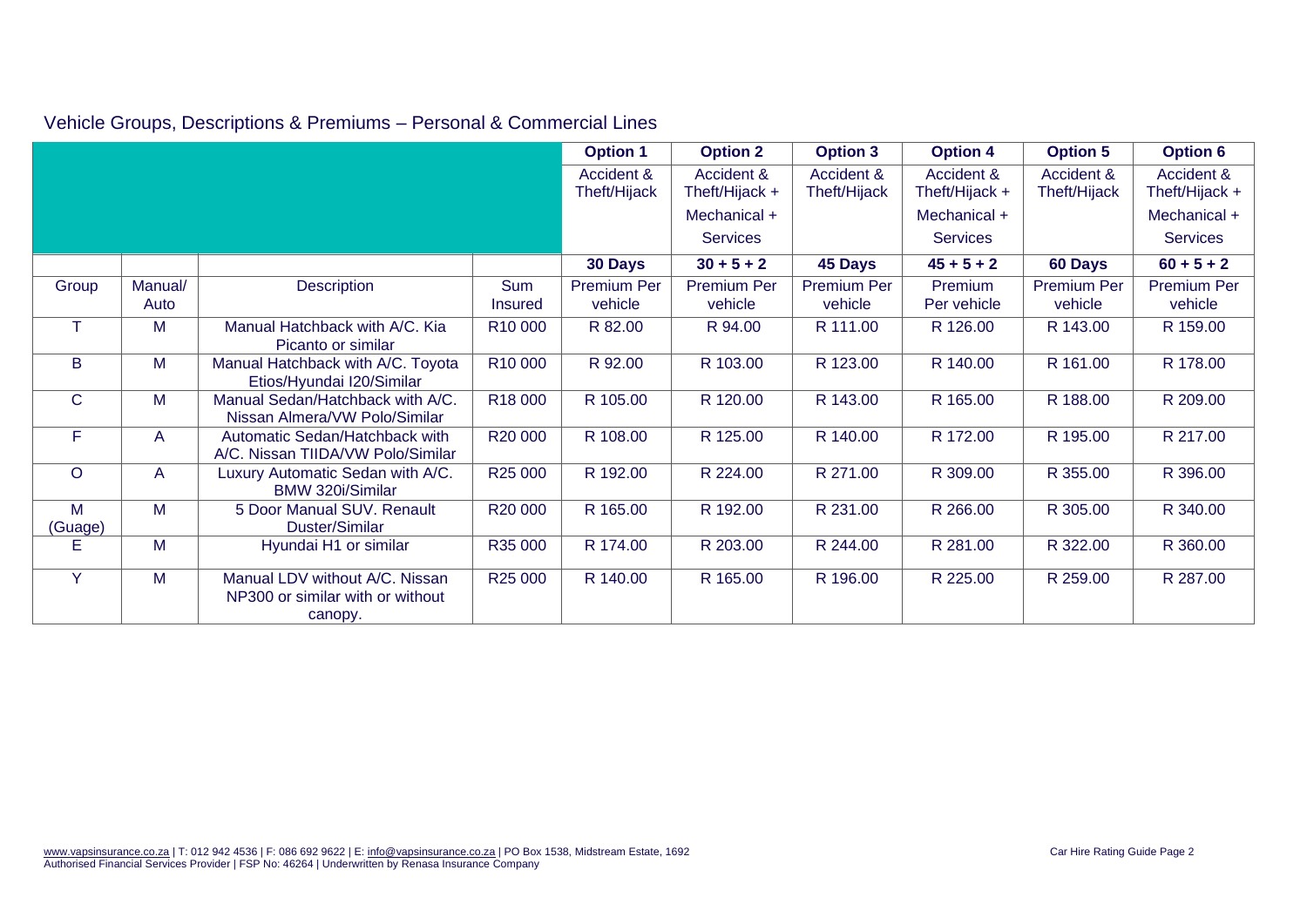## Vehicle Groups, Descriptions & Premiums – Personal & Commercial Lines

| | | | | Option 1 | Option 2 | Option 3 | Option 4 | Option 5 | Option 6 |
|---|---|---|---|---|---|---|---|---|---|
| | | | | Accident & Theft/Hijack | Accident & Theft/Hijack + Mechanical + Services | Accident & Theft/Hijack | Accident & Theft/Hijack + Mechanical + Services | Accident & Theft/Hijack | Accident & Theft/Hijack + Mechanical + Services |
| | | | | **30 Days** | **30 + 5 + 2** | **45 Days** | **45 + 5 + 2** | **60 Days** | **60 + 5 + 2** |
| Group | Manual/ Auto | Description | Sum Insured | Premium Per vehicle | Premium Per vehicle | Premium Per vehicle | Premium Per vehicle | Premium Per vehicle | Premium Per vehicle |
| T | M | Manual Hatchback with A/C. Kia Picanto or similar | R10 000 | R 82.00 | R 94.00 | R 111.00 | R 126.00 | R 143.00 | R 159.00 |
| B | M | Manual Hatchback with A/C. Toyota Etios/Hyundai I20/Similar | R10 000 | R 92.00 | R 103.00 | R 123.00 | R 140.00 | R 161.00 | R 178.00 |
| C | M | Manual Sedan/Hatchback with A/C. Nissan Almera/VW Polo/Similar | R18 000 | R 105.00 | R 120.00 | R 143.00 | R 165.00 | R 188.00 | R 209.00 |
| F | A | Automatic Sedan/Hatchback with A/C. Nissan TIIDA/VW Polo/Similar | R20 000 | R 108.00 | R 125.00 | R 140.00 | R 172.00 | R 195.00 | R 217.00 |
| O | A | Luxury Automatic Sedan with A/C. BMW 320i/Similar | R25 000 | R 192.00 | R 224.00 | R 271.00 | R 309.00 | R 355.00 | R 396.00 |
| M (Guage) | M | 5 Door Manual SUV. Renault Duster/Similar | R20 000 | R 165.00 | R 192.00 | R 231.00 | R 266.00 | R 305.00 | R 340.00 |
| E | M | Hyundai H1 or similar | R35 000 | R 174.00 | R 203.00 | R 244.00 | R 281.00 | R 322.00 | R 360.00 |
| Y | M | Manual LDV without A/C. Nissan NP300 or similar with or without canopy. | R25 000 | R 140.00 | R 165.00 | R 196.00 | R 225.00 | R 259.00 | R 287.00 |

www.vapsinsurance.co.za | T: 012 942 4536 | F: 086 692 9622 | E: info@vapsinsurance.co.za | PO Box 1538, Midstream Estate, 1692
Authorised Financial Services Provider | FSP No: 46264 | Underwritten by Renasa Insurance Company